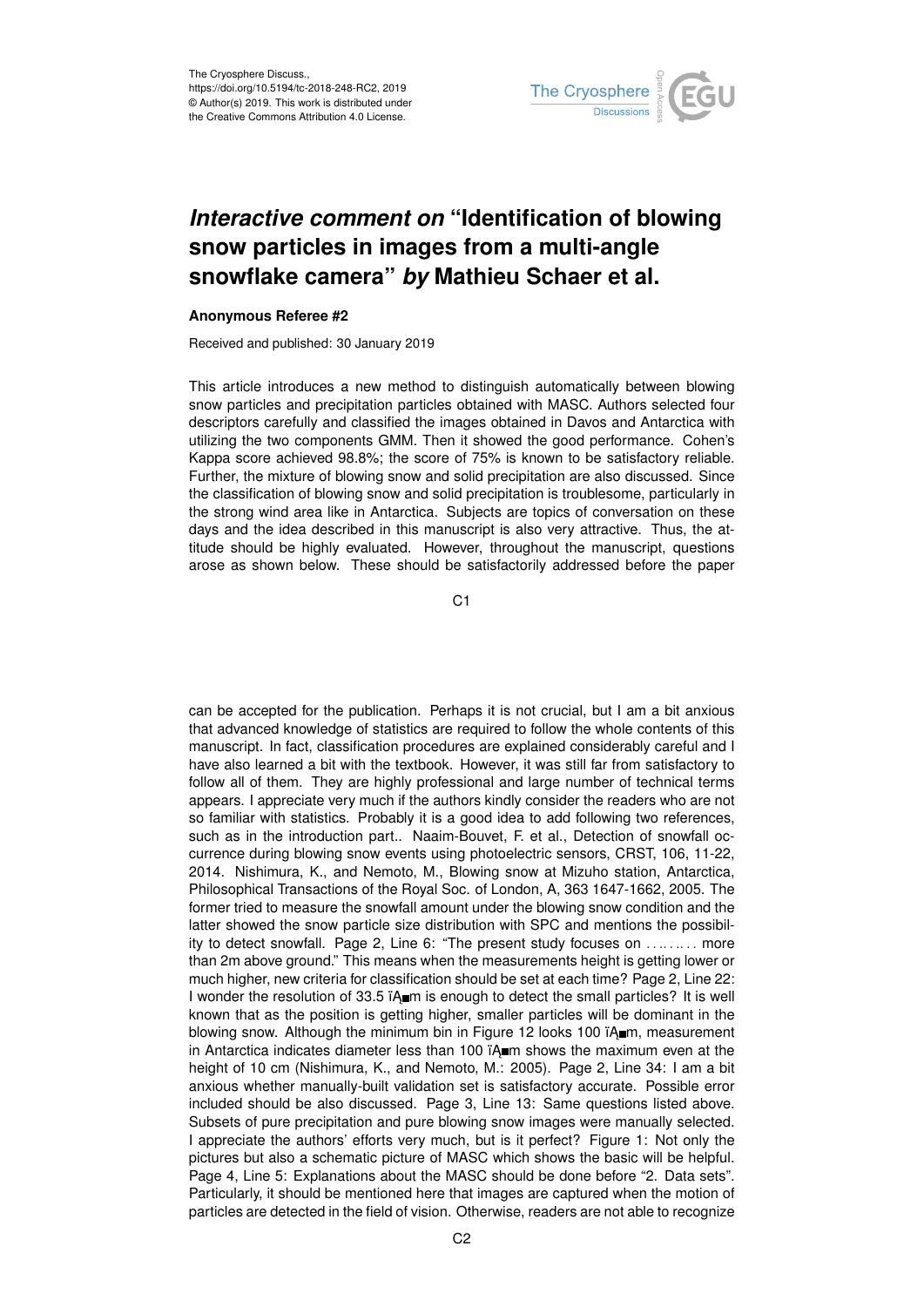The Cryosphere Discuss.,
https://doi.org/10.5194/tc-2018-248-RC2, 2019
© Author(s) 2019. This work is distributed under
the Creative Commons Attribution 4.0 License.

# *Interactive comment on* "Identification of blowing snow particles in images from a multi-angle snowflake camera" *by* Mathieu Schaer et al.

**Anonymous Referee #2**

Received and published: 30 January 2019

This article introduces a new method to distinguish automatically between blowing snow particles and precipitation particles obtained with MASC. Authors selected four descriptors carefully and classified the images obtained in Davos and Antarctica with utilizing the two components GMM. Then it showed the good performance. Cohen's Kappa score achieved 98.8%; the score of 75% is known to be satisfactory reliable. Further, the mixture of blowing snow and solid precipitation are also discussed. Since the classification of blowing snow and solid precipitation is troublesome, particularly in the strong wind area like in Antarctica. Subjects are topics of conversation on these days and the idea described in this manuscript is also very attractive. Thus, the attitude should be highly evaluated. However, throughout the manuscript, questions arose as shown below. These should be satisfactorily addressed before the paper can be accepted for the publication. Perhaps it is not crucial, but I am a bit anxious that advanced knowledge of statistics are required to follow the whole contents of this manuscript. In fact, classification procedures are explained considerably careful and I have also learned a bit with the textbook. However, it was still far from satisfactory to follow all of them. They are highly professional and large number of technical terms appears. I appreciate very much if the authors kindly consider the readers who are not so familiar with statistics. Probably it is a good idea to add following two references, such as in the introduction part.. Naaim-Bouvet, F. et al., Detection of snowfall occurrence during blowing snow events using photoelectric sensors, CRST, 106, 11-22, 2014. Nishimura, K., and Nemoto, M., Blowing snow at Mizuho station, Antarctica, Philosophical Transactions of the Royal Soc. of London, A, 363 1647-1662, 2005. The former tried to measure the snowfall amount under the blowing snow condition and the latter showed the snow particle size distribution with SPC and mentions the possibility to detect snowfall. Page 2, Line 6: "The present study focuses on ......... more than 2m above ground." This means when the measurements height is getting lower or much higher, new criteria for classification should be set at each time? Page 2, Line 22: I wonder the resolution of 33.5 μm is enough to detect the small particles? It is well known that as the position is getting higher, smaller particles will be dominant in the blowing snow. Although the minimum bin in Figure 12 looks 100 μm, measurement in Antarctica indicates diameter less than 100 μm shows the maximum even at the height of 10 cm (Nishimura, K., and Nemoto, M.: 2005). Page 2, Line 34: I am a bit anxious whether manually-built validation set is satisfactory accurate. Possible error included should be also discussed. Page 3, Line 13: Same questions listed above. Subsets of pure precipitation and pure blowing snow images were manually selected. I appreciate the authors' efforts very much, but is it perfect? Figure 1: Not only the pictures but also a schematic picture of MASC which shows the basic will be helpful. Page 4, Line 5: Explanations about the MASC should be done before "2. Data sets". Particularly, it should be mentioned here that images are captured when the motion of particles are detected in the field of vision. Otherwise, readers are not able to recognize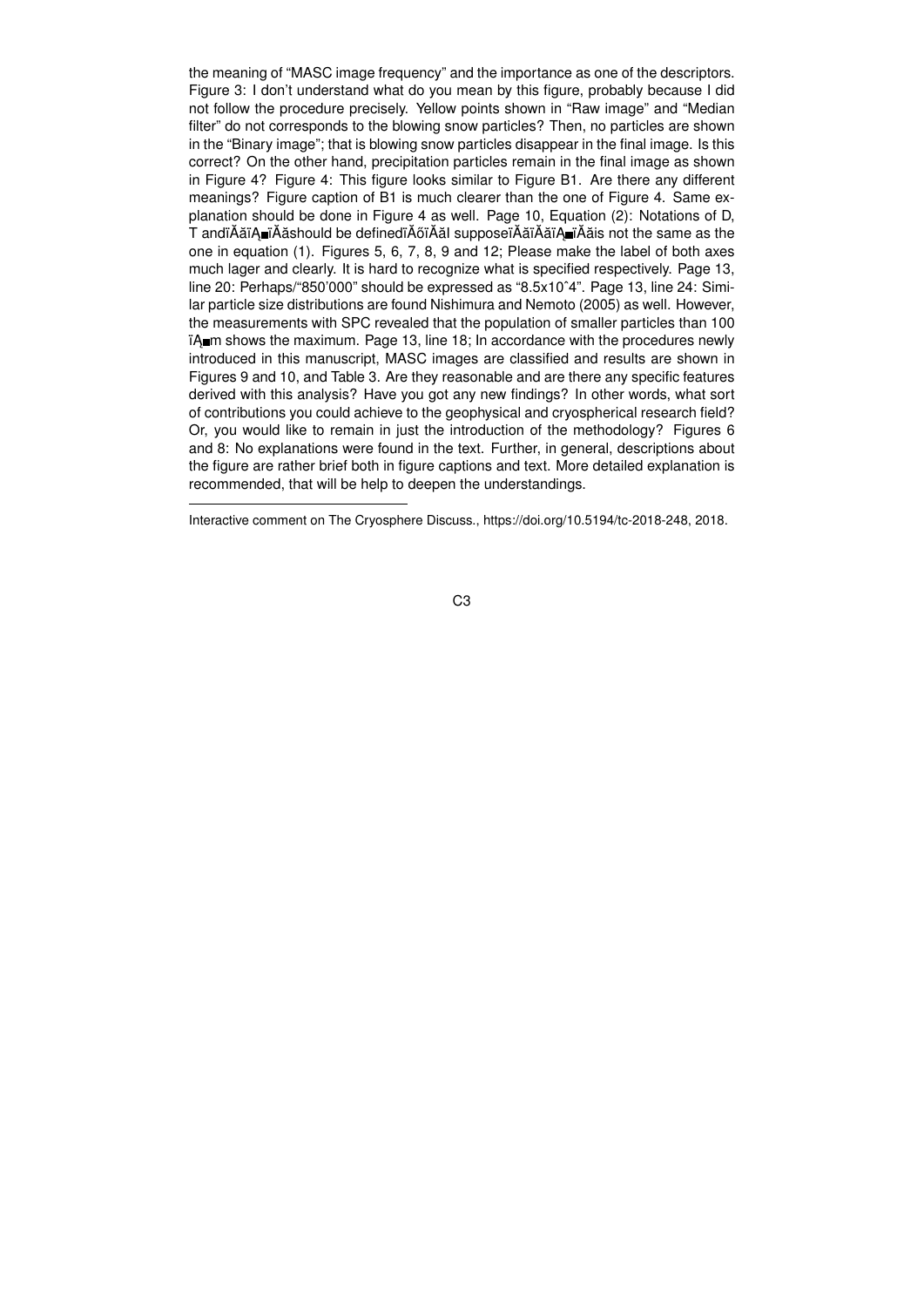the meaning of "MASC image frequency" and the importance as one of the descriptors. Figure 3: I don't understand what do you mean by this figure, probably because I did not follow the procedure precisely. Yellow points shown in "Raw image" and "Median filter" do not corresponds to the blowing snow particles? Then, no particles are shown in the "Binary image"; that is blowing snow particles disappear in the final image. Is this correct? On the other hand, precipitation particles remain in the final image as shown in Figure 4? Figure 4: This figure looks similar to Figure B1. Are there any different meanings? Figure caption of B1 is much clearer than the one of Figure 4. Same explanation should be done in Figure 4 as well. Page 10, Equation (2): Notations of D, T andïĂăïĄ■ïĂăshould be definedïĂőïĂăI supposeïĂăïĂăïĄ■ïĂăis not the same as the one in equation (1). Figures 5, 6, 7, 8, 9 and 12; Please make the label of both axes much lager and clearly. It is hard to recognize what is specified respectively. Page 13, line 20: Perhaps/"850'000" should be expressed as "8.5x10ˆ4". Page 13, line 24: Similar particle size distributions are found Nishimura and Nemoto (2005) as well. However, the measurements with SPC revealed that the population of smaller particles than 100 ïĄ■m shows the maximum. Page 13, line 18; In accordance with the procedures newly introduced in this manuscript, MASC images are classified and results are shown in Figures 9 and 10, and Table 3. Are they reasonable and are there any specific features derived with this analysis? Have you got any new findings? In other words, what sort of contributions you could achieve to the geophysical and cryospherical research field? Or, you would like to remain in just the introduction of the methodology? Figures 6 and 8: No explanations were found in the text. Further, in general, descriptions about the figure are rather brief both in figure captions and text. More detailed explanation is recommended, that will be help to deepen the understandings.